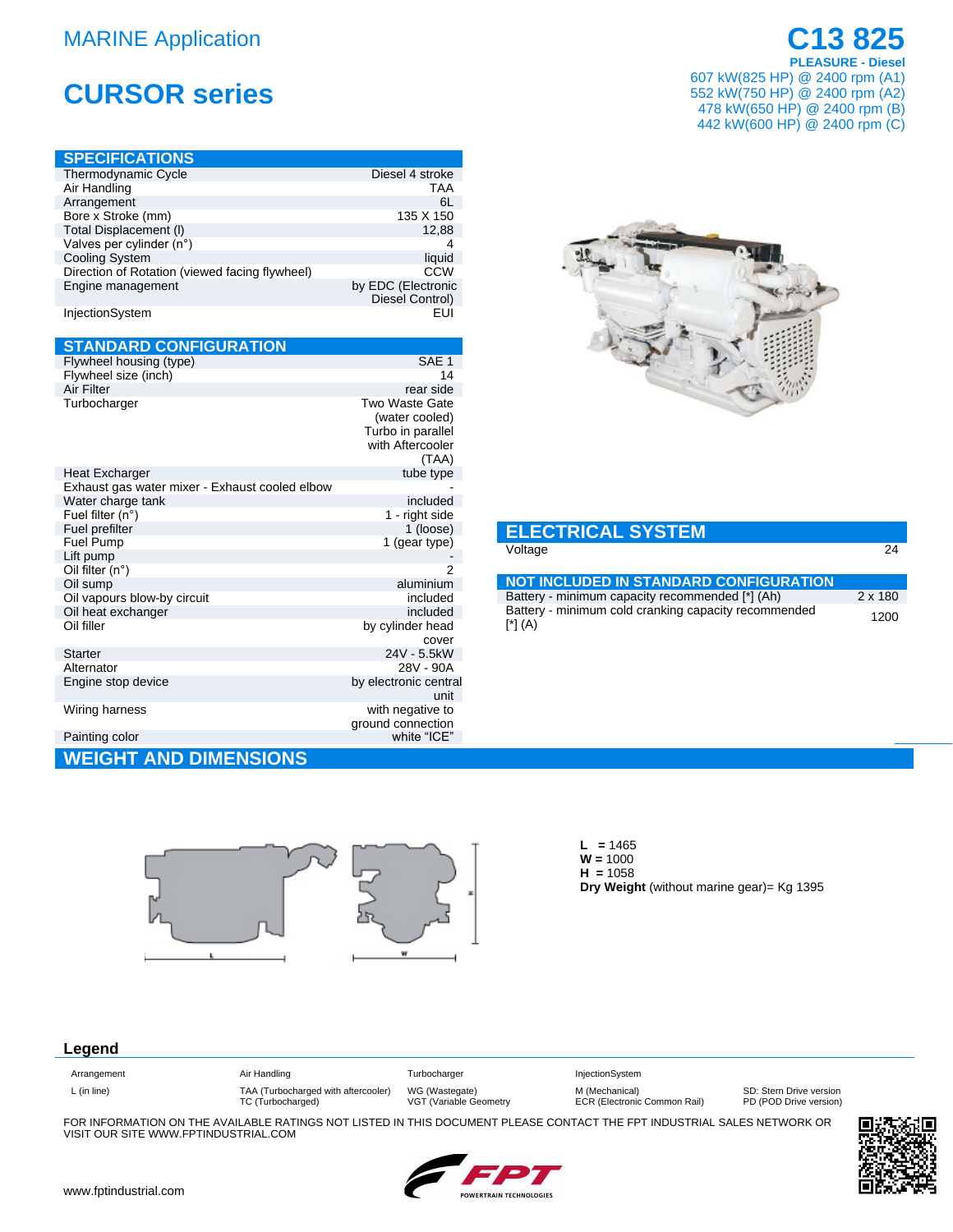MARINE Application

# CURSOR series

# C13 825

**PLEASURE - Diesel**

607 kW(825 HP) @ 2400 rpm (A1)
552 kW(750 HP) @ 2400 rpm (A2)
478 kW(650 HP) @ 2400 rpm (B)
442 kW(600 HP) @ 2400 rpm (C)

## SPECIFICATIONS

| | |
|---|---|
| Thermodynamic Cycle | Diesel 4 stroke |
| Air Handling | TAA |
| Arrangement | 6L |
| Bore x Stroke (mm) | 135 X 150 |
| Total Displacement (l) | 12,88 |
| Valves per cylinder (n°) | 4 |
| Cooling System | liquid |
| Direction of Rotation (viewed facing flywheel) | CCW |
| Engine management | by EDC (Electronic Diesel Control) |
| InjectionSystem | EUI |

## STANDARD CONFIGURATION

| | |
|---|---|
| Flywheel housing (type) | SAE 1 |
| Flywheel size (inch) | 14 |
| Air Filter | rear side |
| Turbocharger | Two Waste Gate (water cooled) Turbo in parallel with Aftercooler (TAA) |
| Heat Excharger | tube type |
| Exhaust gas water mixer - Exhaust cooled elbow | - |
| Water charge tank | included |
| Fuel filter (n°) | 1 - right side |
| Fuel prefilter | 1 (loose) |
| Fuel Pump | 1 (gear type) |
| Lift pump | - |
| Oil filter (n°) | 2 |
| Oil sump | aluminium |
| Oil vapours blow-by circuit | included |
| Oil heat exchanger | included |
| Oil filler | by cylinder head cover |
| Starter | 24V - 5.5kW |
| Alternator | 28V - 90A |
| Engine stop device | by electronic central unit |
| Wiring harness | with negative to ground connection |
| Painting color | white "ICE" |

## ELECTRICAL SYSTEM

| | |
|---|---|
| Voltage | 24 |

## NOT INCLUDED IN STANDARD CONFIGURATION

| | |
|---|---|
| Battery - minimum capacity recommended [*] (Ah) | 2 x 180 |
| Battery - minimum cold cranking capacity recommended [*] (A) | 1200 |

## WEIGHT AND DIMENSIONS

**L** = 1465
**W** = 1000
**H** = 1058
**Dry Weight** (without marine gear)= Kg 1395

## Legend

| Arrangement | Air Handling | Turbocharger | InjectionSystem | |
|---|---|---|---|---|
| L (in line) | TAA (Turbocharged with aftercooler) TC (Turbocharged) | WG (Wastegate) VGT (Variable Geometry | M (Mechanical) ECR (Electronic Common Rail) | SD: Stern Drive version PD (POD Drive version) |

FOR INFORMATION ON THE AVAILABLE RATINGS NOT LISTED IN THIS DOCUMENT PLEASE CONTACT THE FPT INDUSTRIAL SALES NETWORK OR VISIT OUR SITE WWW.FPTINDUSTRIAL.COM

www.fptindustrial.com

FPT POWERTRAIN TECHNOLOGIES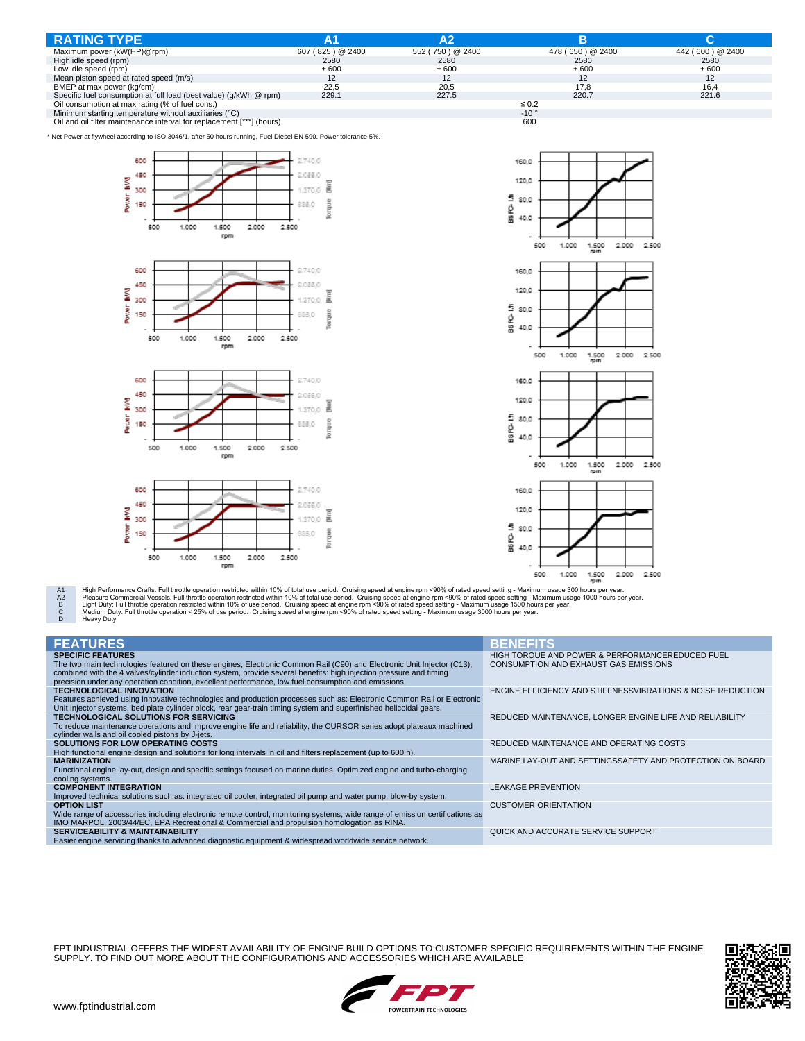| RATING TYPE | A1 | A2 | B | C |
| --- | --- | --- | --- | --- |
| Maximum power (kW(HP)@rpm) | 607 ( 825 ) @ 2400 | 552 ( 750 ) @ 2400 | 478 ( 650 ) @ 2400 | 442 ( 600 ) @ 2400 |
| High idle speed (rpm) | 2580 | 2580 | 2580 | 2580 |
| Low idle speed (rpm) | ± 600 | ± 600 | ± 600 | ± 600 |
| Mean piston speed at rated speed (m/s) | 12 | 12 | 12 | 12 |
| BMEP at max power (kg/cm) | 22,5 | 20,5 | 17,8 | 16,4 |
| Specific fuel consumption at full load (best value) (g/kWh @ rpm) | 229.1 | 227.5 | 220.7 | 221.6 |
| Oil consumption at max rating (% of fuel cons.) | | | ≤ 0.2 | |
| Minimum starting temperature without auxiliaries (°C) | | | -10 ° | |
| Oil and oil filter maintenance interval for replacement [***] (hours) | | | 600 | |

\* Net Power at flywheel according to ISO 3046/1, after 50 hours running, Fuel Diesel EN 590. Power tolerance 5%.

Power [kW]
600
450
300
150
500 1.000 1.500 2.000 2.500
rpm
2.740,0
2.088,0
1.370,0
838,0
Torque [Nm]

BS FC- l/h
160,0
120,0
80,0
40,0
500 1.000 1.500 2.000 2.500
rpm

Power [kW]
600
450
300
150
500 1.000 1.500 2.000 2.500
rpm
2.740,0
2.088,0
1.370,0
838,0
Torque [Nm]

BS FC- l/h
160,0
120,0
80,0
40,0
500 1.000 1.500 2.000 2.500
rpm

Power [kW]
600
450
300
150
500 1.000 1.500 2.000 2.500
rpm
2.740,0
2.088,0
1.370,0
838,0
Torque [Nm]

BS FC- l/h
160,0
120,0
80,0
40,0
500 1.000 1.500 2.000 2.500
rpm

Power [kW]
600
450
300
150
500 1.000 1.500 2.000 2.500
rpm
2.740,0
2.088,0
1.370,0
838,0
Torque [Nm]

BS FC- l/h
160,0
120,0
80,0
40,0
500 1.000 1.500 2.000 2.500
rpm

A1 High Performance Crafts. Full throttle operation restricted within 10% of total use period. Cruising speed at engine rpm <90% of rated speed setting - Maximum usage 300 hours per year.
A2 Pleasure Commercial Vessels. Full throttle operation restricted within 10% of total use period. Cruising speed at engine rpm <90% of rated speed setting - Maximum usage 1000 hours per year.
B Light Duty: Full throttle operation restricted within 10% of use period. Cruising speed at engine rpm <90% of rated speed setting - Maximum usage 1500 hours per year.
C Medium Duty: Full throttle operation < 25% of use period. Cruising speed at engine rpm <90% of rated speed setting - Maximum usage 3000 hours per year.
D Heavy Duty

| FEATURES | BENEFITS |
| --- | --- |
| **SPECIFIC FEATURES** The two main technologies featured on these engines, Electronic Common Rail (C90) and Electronic Unit Injector (C13), combined with the 4 valves/cylinder induction system, provide several benefits: high injection pressure and timing precision under any operation condition, excellent performance, low fuel consumption and emissions. | HIGH TORQUE AND POWER & PERFORMANCEREDUCED FUEL CONSUMPTION AND EXHAUST GAS EMISSIONS |
| **TECHNOLOGICAL INNOVATION** Features achieved using innovative technologies and production processes such as: Electronic Common Rail or Electronic Unit Injector systems, bed plate cylinder block, rear gear-train timing system and superfinished helicoidal gears. | ENGINE EFFICIENCY AND STIFFNESSVIBRATIONS & NOISE REDUCTION |
| **TECHNOLOGICAL SOLUTIONS FOR SERVICING** To reduce maintenance operations and improve engine life and reliability, the CURSOR series adopt plateaux machined cylinder walls and oil cooled pistons by J-jets. | REDUCED MAINTENANCE, LONGER ENGINE LIFE AND RELIABILITY |
| **SOLUTIONS FOR LOW OPERATING COSTS** High functional engine design and solutions for long intervals in oil and filters replacement (up to 600 h). | REDUCED MAINTENANCE AND OPERATING COSTS |
| **MARINIZATION** Functional engine lay-out, design and specific settings focused on marine duties. Optimized engine and turbo-charging cooling systems. | MARINE LAY-OUT AND SETTINGSSAFETY AND PROTECTION ON BOARD |
| **COMPONENT INTEGRATION** Improved technical solutions such as: integrated oil cooler, integrated oil pump and water pump, blow-by system. | LEAKAGE PREVENTION |
| **OPTION LIST** Wide range of accessories including electronic remote control, monitoring systems, wide range of emission certifications as IMO MARPOL, 2003/44/EC, EPA Recreational & Commercial and propulsion homologation as RINA. | CUSTOMER ORIENTATION |
| **SERVICEABILITY & MAINTAINABILITY** Easier engine servicing thanks to advanced diagnostic equipment & widespread worldwide service network. | QUICK AND ACCURATE SERVICE SUPPORT |

FPT INDUSTRIAL OFFERS THE WIDEST AVAILABILITY OF ENGINE BUILD OPTIONS TO CUSTOMER SPECIFIC REQUIREMENTS WITHIN THE ENGINE SUPPLY. TO FIND OUT MORE ABOUT THE CONFIGURATIONS AND ACCESSORIES WHICH ARE AVAILABLE

www.fptindustrial.com

FPT POWERTRAIN TECHNOLOGIES